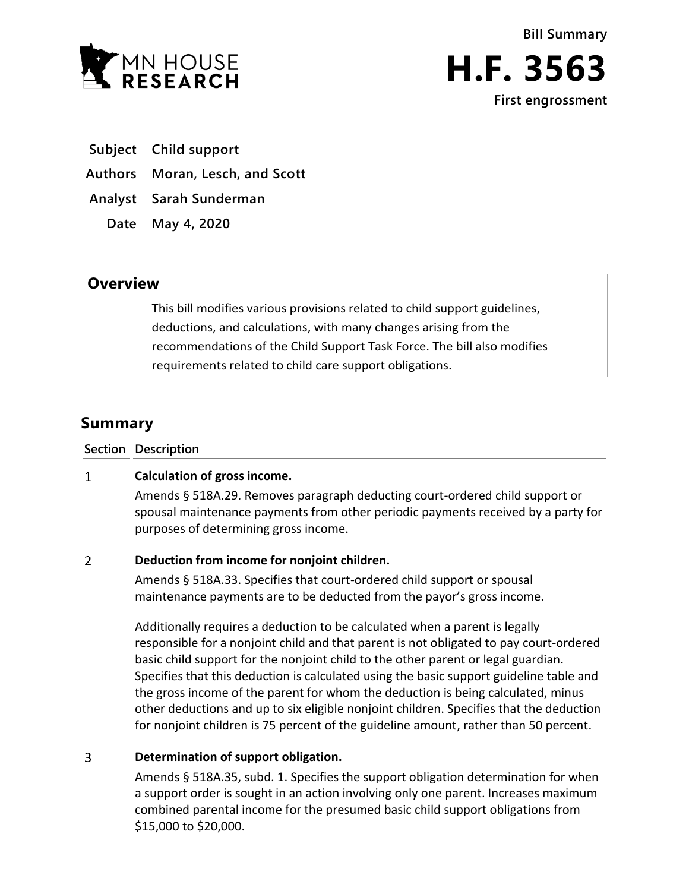MN HOUSE RESEARCH

Bill Summary

# H.F. 3563

First engrossment

**Subject** Child support

**Authors** Moran, Lesch, and Scott

**Analyst** Sarah Sunderman

**Date** May 4, 2020

## Overview

This bill modifies various provisions related to child support guidelines, deductions, and calculations, with many changes arising from the recommendations of the Child Support Task Force. The bill also modifies requirements related to child care support obligations.

## Summary

| Section | Description |
|---|---|
| 1 | **Calculation of gross income.**<br><br>Amends § 518A.29. Removes paragraph deducting court-ordered child support or spousal maintenance payments from other periodic payments received by a party for purposes of determining gross income. |
| 2 | **Deduction from income for nonjoint children.**<br><br>Amends § 518A.33. Specifies that court-ordered child support or spousal maintenance payments are to be deducted from the payor's gross income.<br><br>Additionally requires a deduction to be calculated when a parent is legally responsible for a nonjoint child and that parent is not obligated to pay court-ordered basic child support for the nonjoint child to the other parent or legal guardian. Specifies that this deduction is calculated using the basic support guideline table and the gross income of the parent for whom the deduction is being calculated, minus other deductions and up to six eligible nonjoint children. Specifies that the deduction for nonjoint children is 75 percent of the guideline amount, rather than 50 percent. |
| 3 | **Determination of support obligation.**<br><br>Amends § 518A.35, subd. 1. Specifies the support obligation determination for when a support order is sought in an action involving only one parent. Increases maximum combined parental income for the presumed basic child support obligations from \$15,000 to \$20,000. |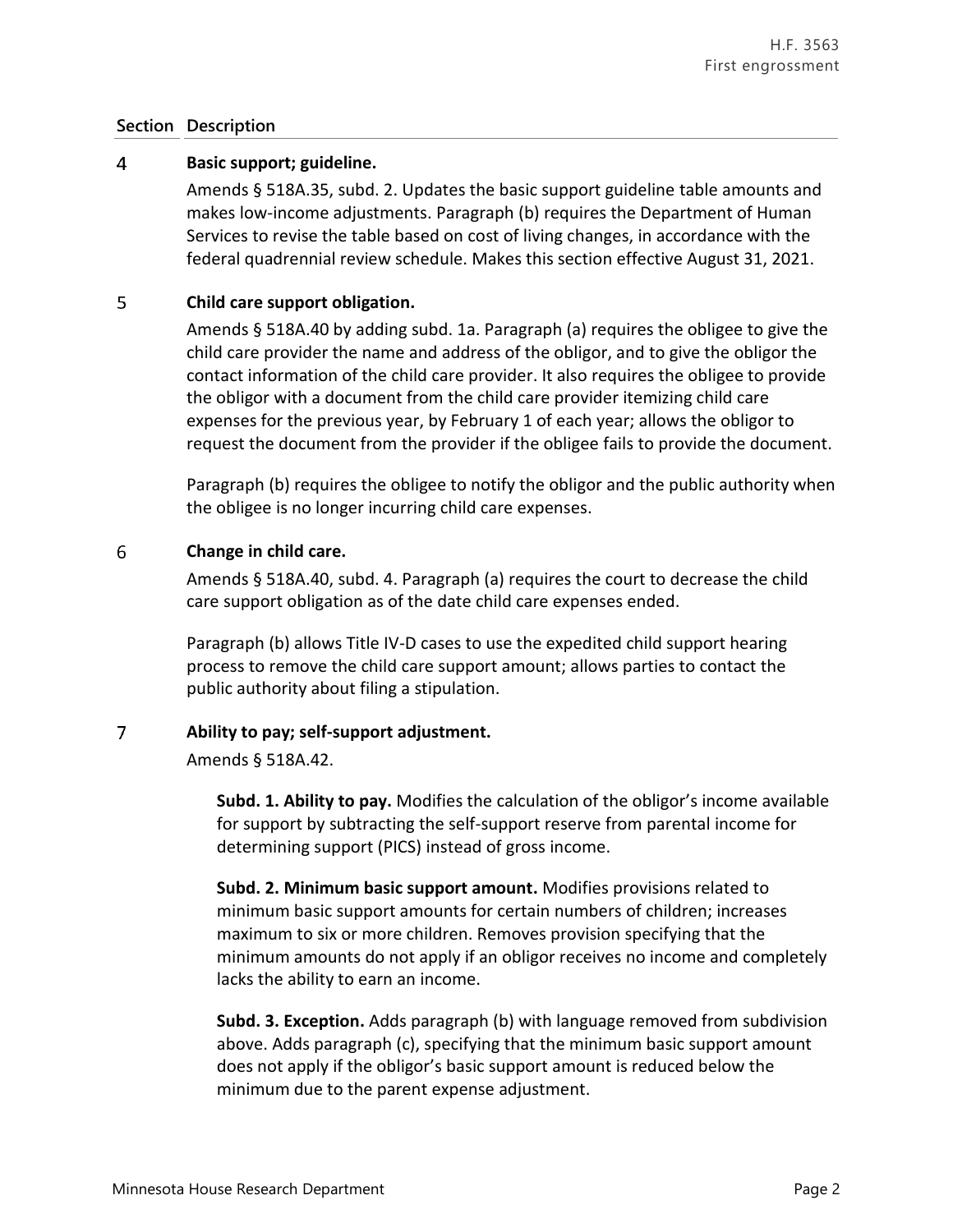| Section | Description |
|---|---|
| 4 | **Basic support; guideline.**<br><br>Amends § 518A.35, subd. 2. Updates the basic support guideline table amounts and makes low-income adjustments. Paragraph (b) requires the Department of Human Services to revise the table based on cost of living changes, in accordance with the federal quadrennial review schedule. Makes this section effective August 31, 2021. |
| 5 | **Child care support obligation.**<br><br>Amends § 518A.40 by adding subd. 1a. Paragraph (a) requires the obligee to give the child care provider the name and address of the obligor, and to give the obligor the contact information of the child care provider. It also requires the obligee to provide the obligor with a document from the child care provider itemizing child care expenses for the previous year, by February 1 of each year; allows the obligor to request the document from the provider if the obligee fails to provide the document.<br><br>Paragraph (b) requires the obligee to notify the obligor and the public authority when the obligee is no longer incurring child care expenses. |
| 6 | **Change in child care.**<br><br>Amends § 518A.40, subd. 4. Paragraph (a) requires the court to decrease the child care support obligation as of the date child care expenses ended.<br><br>Paragraph (b) allows Title IV-D cases to use the expedited child support hearing process to remove the child care support amount; allows parties to contact the public authority about filing a stipulation. |
| 7 | **Ability to pay; self-support adjustment.**<br><br>Amends § 518A.42.<br><br>**Subd. 1. Ability to pay.** Modifies the calculation of the obligor's income available for support by subtracting the self-support reserve from parental income for determining support (PICS) instead of gross income.<br><br>**Subd. 2. Minimum basic support amount.** Modifies provisions related to minimum basic support amounts for certain numbers of children; increases maximum to six or more children. Removes provision specifying that the minimum amounts do not apply if an obligor receives no income and completely lacks the ability to earn an income.<br><br>**Subd. 3. Exception.** Adds paragraph (b) with language removed from subdivision above. Adds paragraph (c), specifying that the minimum basic support amount does not apply if the obligor's basic support amount is reduced below the minimum due to the parent expense adjustment. |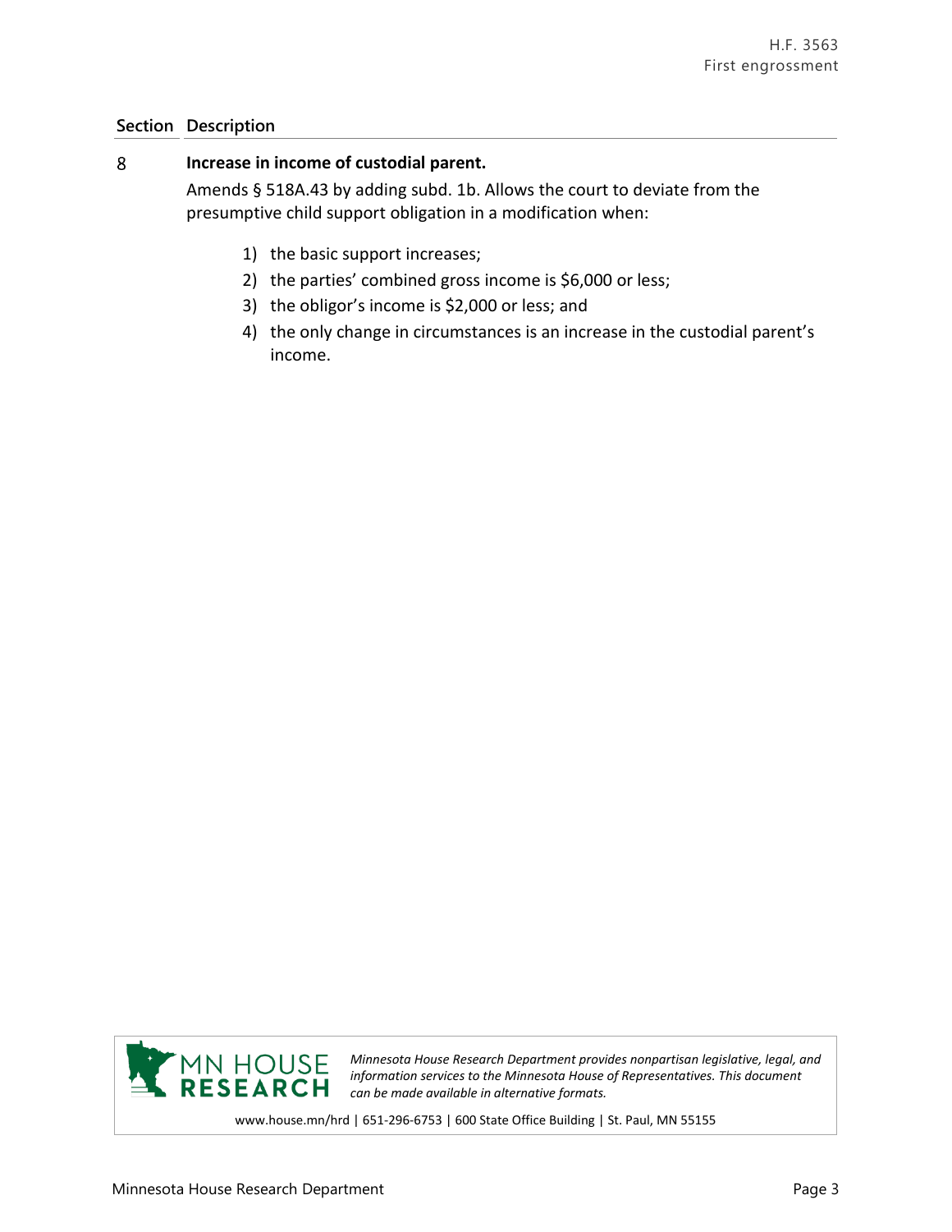| Section | Description |
|---|---|
| 8 | **Increase in income of custodial parent.**<br>Amends § 518A.43 by adding subd. 1b. Allows the court to deviate from the presumptive child support obligation in a modification when:<br>1) the basic support increases;<br>2) the parties' combined gross income is $6,000 or less;<br>3) the obligor's income is $2,000 or less; and<br>4) the only change in circumstances is an increase in the custodial parent's income. |

MN HOUSE RESEARCH

*Minnesota House Research Department provides nonpartisan legislative, legal, and information services to the Minnesota House of Representatives. This document can be made available in alternative formats.*

www.house.mn/hrd | 651-296-6753 | 600 State Office Building | St. Paul, MN 55155